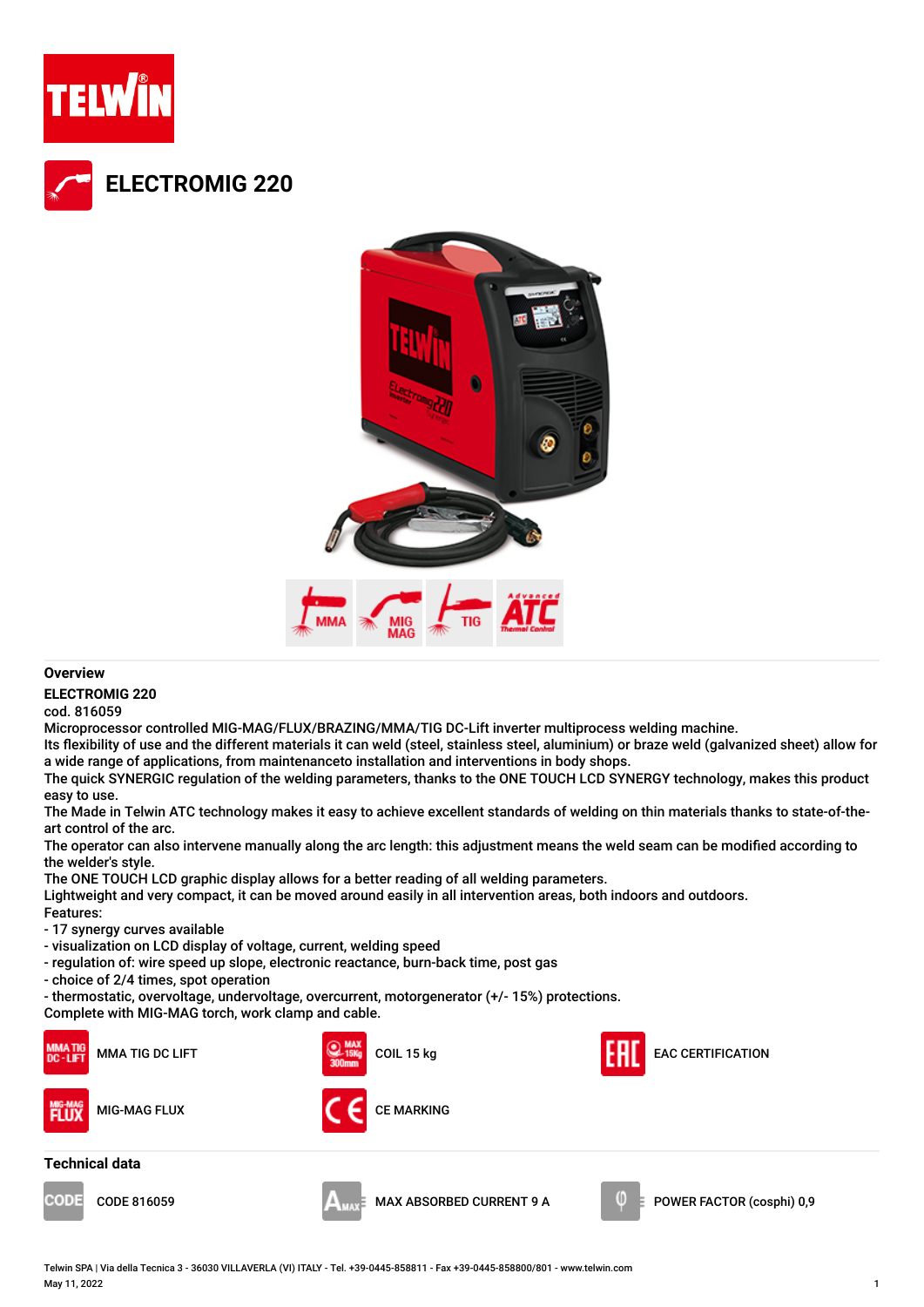# ELECTROMIG 220

MMA | MIG MAG | TIG | Advanced ATC Thermal Control

## Overview

**ELECTROMIG 220**

cod. 816059

Microprocessor controlled MIG-MAG/FLUX/BRAZING/MMA/TIG DC-Lift inverter multiprocess welding machine.

Its flexibility of use and the different materials it can weld (steel, stainless steel, aluminium) or braze weld (galvanized sheet) allow for a wide range of applications, from maintenanceto installation and interventions in body shops.

The quick SYNERGIC regulation of the welding parameters, thanks to the ONE TOUCH LCD SYNERGY technology, makes this product easy to use.

The Made in Telwin ATC technology makes it easy to achieve excellent standards of welding on thin materials thanks to state-of-the-art control of the arc.

The operator can also intervene manually along the arc length: this adjustment means the weld seam can be modified according to the welder's style.

The ONE TOUCH LCD graphic display allows for a better reading of all welding parameters.

Lightweight and very compact, it can be moved around easily in all intervention areas, both indoors and outdoors.

Features:

- 17 synergy curves available
- visualization on LCD display of voltage, current, welding speed
- regulation of: wire speed up slope, electronic reactance, burn-back time, post gas
- choice of 2/4 times, spot operation
- thermostatic, overvoltage, undervoltage, overcurrent, motorgenerator (+/- 15%) protections.

Complete with MIG-MAG torch, work clamp and cable.

- MMA TIG DC LIFT
- COIL 15 kg
- EAC CERTIFICATION
- MIG-MAG FLUX
- CE MARKING

## Technical data

- CODE 816059
- MAX ABSORBED CURRENT 9 A
- POWER FACTOR (cosphi) 0,9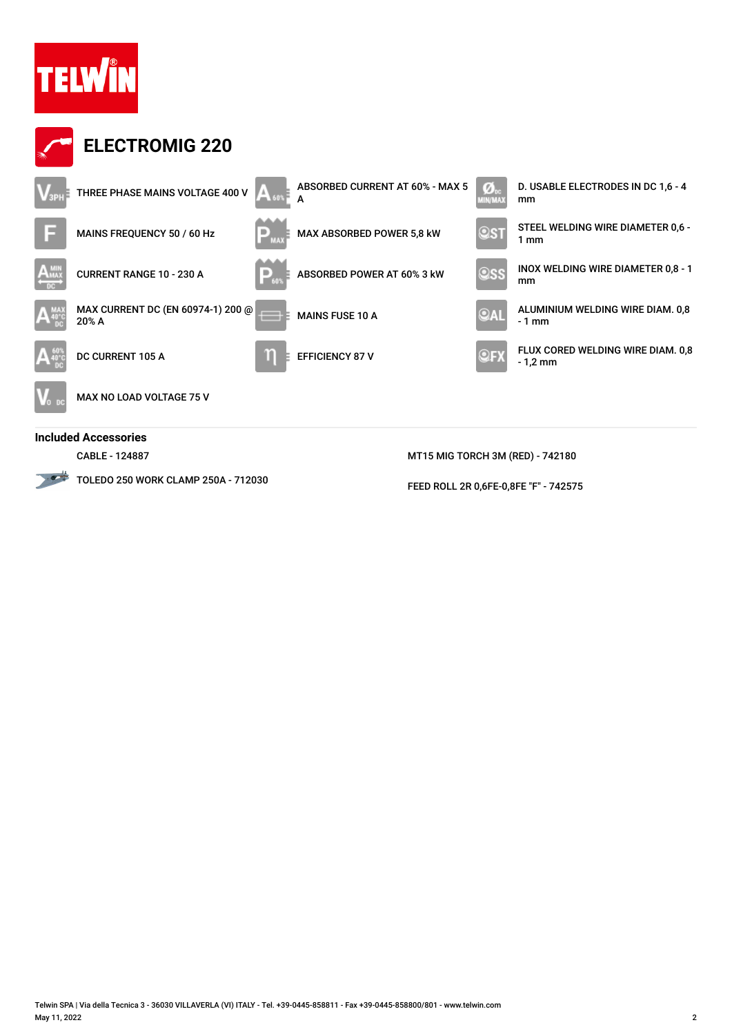# ELECTROMIG 220

THREE PHASE MAINS VOLTAGE 400 V

MAINS FREQUENCY 50 / 60 Hz

CURRENT RANGE 10 - 230 A

MAX CURRENT DC (EN 60974-1) 200 @ 20% A

DC CURRENT 105 A

MAX NO LOAD VOLTAGE 75 V

ABSORBED CURRENT AT 60% - MAX 5 A

MAX ABSORBED POWER 5,8 kW

ABSORBED POWER AT 60% 3 kW

MAINS FUSE 10 A

EFFICIENCY 87 V

D. USABLE ELECTRODES IN DC 1,6 - 4 mm

STEEL WELDING WIRE DIAMETER 0,6 - 1 mm

INOX WELDING WIRE DIAMETER 0,8 - 1 mm

ALUMINIUM WELDING WIRE DIAM. 0,8 - 1 mm

FLUX CORED WELDING WIRE DIAM. 0,8 - 1,2 mm

## Included Accessories

CABLE - 124887

TOLEDO 250 WORK CLAMP 250A - 712030

MT15 MIG TORCH 3M (RED) - 742180

FEED ROLL 2R 0,6FE-0,8FE "F" - 742575

Telwin SPA | Via della Tecnica 3 - 36030 VILLAVERLA (VI) ITALY - Tel. +39-0445-858811 - Fax +39-0445-858800/801 - www.telwin.com

May 11, 2022